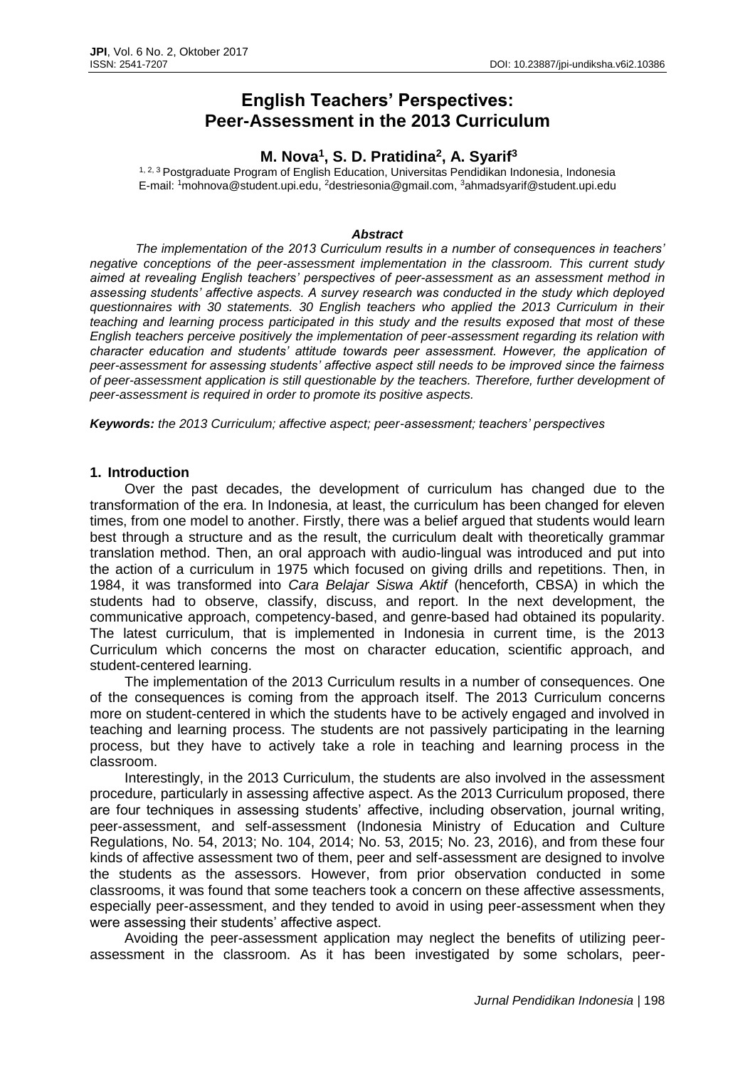# English Teachers' Perspectives: Peer-Assessment in the 2013 Curriculum

**M. Nova[1], S. D. Pratidina[2], A. Syarif[3]**

[1, 2, 3] Postgraduate Program of English Education, Universitas Pendidikan Indonesia, Indonesia
E-mail: [1]mohnova@student.upi.edu, [2]destriesonia@gmail.com, [3]ahmadsyarif@student.upi.edu

### *Abstract*

*The implementation of the 2013 Curriculum results in a number of consequences in teachers' negative conceptions of the peer-assessment implementation in the classroom. This current study aimed at revealing English teachers' perspectives of peer-assessment as an assessment method in assessing students' affective aspects. A survey research was conducted in the study which deployed questionnaires with 30 statements. 30 English teachers who applied the 2013 Curriculum in their teaching and learning process participated in this study and the results exposed that most of these English teachers perceive positively the implementation of peer-assessment regarding its relation with character education and students' attitude towards peer assessment. However, the application of peer-assessment for assessing students' affective aspect still needs to be improved since the fairness of peer-assessment application is still questionable by the teachers. Therefore, further development of peer-assessment is required in order to promote its positive aspects.*

***Keywords:** the 2013 Curriculum; affective aspect; peer-assessment; teachers' perspectives*

## 1. Introduction

Over the past decades, the development of curriculum has changed due to the transformation of the era. In Indonesia, at least, the curriculum has been changed for eleven times, from one model to another. Firstly, there was a belief argued that students would learn best through a structure and as the result, the curriculum dealt with theoretically grammar translation method. Then, an oral approach with audio-lingual was introduced and put into the action of a curriculum in 1975 which focused on giving drills and repetitions. Then, in 1984, it was transformed into *Cara Belajar Siswa Aktif* (henceforth, CBSA) in which the students had to observe, classify, discuss, and report. In the next development, the communicative approach, competency-based, and genre-based had obtained its popularity. The latest curriculum, that is implemented in Indonesia in current time, is the 2013 Curriculum which concerns the most on character education, scientific approach, and student-centered learning.

The implementation of the 2013 Curriculum results in a number of consequences. One of the consequences is coming from the approach itself. The 2013 Curriculum concerns more on student-centered in which the students have to be actively engaged and involved in teaching and learning process. The students are not passively participating in the learning process, but they have to actively take a role in teaching and learning process in the classroom.

Interestingly, in the 2013 Curriculum, the students are also involved in the assessment procedure, particularly in assessing affective aspect. As the 2013 Curriculum proposed, there are four techniques in assessing students' affective, including observation, journal writing, peer-assessment, and self-assessment (Indonesia Ministry of Education and Culture Regulations, No. 54, 2013; No. 104, 2014; No. 53, 2015; No. 23, 2016), and from these four kinds of affective assessment two of them, peer and self-assessment are designed to involve the students as the assessors. However, from prior observation conducted in some classrooms, it was found that some teachers took a concern on these affective assessments, especially peer-assessment, and they tended to avoid in using peer-assessment when they were assessing their students' affective aspect.

Avoiding the peer-assessment application may neglect the benefits of utilizing peer-assessment in the classroom. As it has been investigated by some scholars, peer-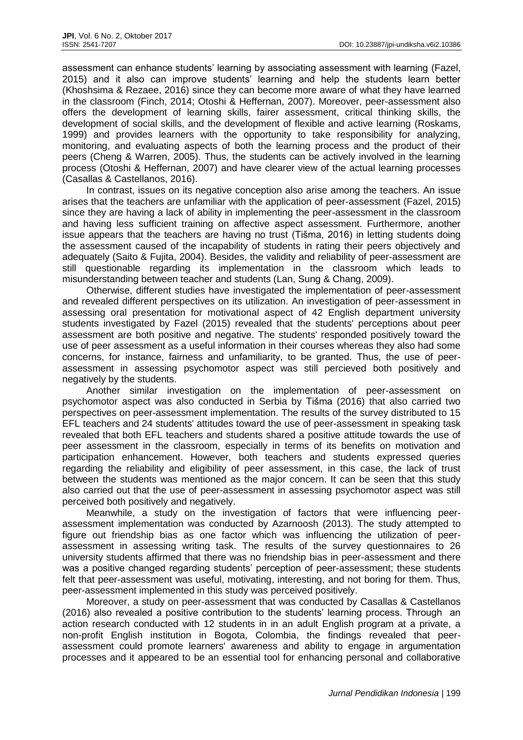assessment can enhance students' learning by associating assessment with learning (Fazel, 2015) and it also can improve students' learning and help the students learn better (Khoshsima & Rezaee, 2016) since they can become more aware of what they have learned in the classroom (Finch, 2014; Otoshi & Heffernan, 2007). Moreover, peer-assessment also offers the development of learning skills, fairer assessment, critical thinking skills, the development of social skills, and the development of flexible and active learning (Roskams, 1999) and provides learners with the opportunity to take responsibility for analyzing, monitoring, and evaluating aspects of both the learning process and the product of their peers (Cheng & Warren, 2005). Thus, the students can be actively involved in the learning process (Otoshi & Heffernan, 2007) and have clearer view of the actual learning processes (Casallas & Castellanos, 2016).

In contrast, issues on its negative conception also arise among the teachers. An issue arises that the teachers are unfamiliar with the application of peer-assessment (Fazel, 2015) since they are having a lack of ability in implementing the peer-assessment in the classroom and having less sufficient training on affective aspect assessment. Furthermore, another issue appears that the teachers are having no trust (Tišma, 2016) in letting students doing the assessment caused of the incapability of students in rating their peers objectively and adequately (Saito & Fujita, 2004). Besides, the validity and reliability of peer-assessment are still questionable regarding its implementation in the classroom which leads to misunderstanding between teacher and students (Lan, Sung & Chang, 2009).

Otherwise, different studies have investigated the implementation of peer-assessment and revealed different perspectives on its utilization. An investigation of peer-assessment in assessing oral presentation for motivational aspect of 42 English department university students investigated by Fazel (2015) revealed that the students' perceptions about peer assessment are both positive and negative. The students' responded positively toward the use of peer assessment as a useful information in their courses whereas they also had some concerns, for instance, fairness and unfamiliarity, to be granted. Thus, the use of peer-assessment in assessing psychomotor aspect was still percieved both positively and negatively by the students.

Another similar investigation on the implementation of peer-assessment on psychomotor aspect was also conducted in Serbia by Tišma (2016) that also carried two perspectives on peer-assessment implementation. The results of the survey distributed to 15 EFL teachers and 24 students' attitudes toward the use of peer-assessment in speaking task revealed that both EFL teachers and students shared a positive attitude towards the use of peer assessment in the classroom, especially in terms of its benefits on motivation and participation enhancement. However, both teachers and students expressed queries regarding the reliability and eligibility of peer assessment, in this case, the lack of trust between the students was mentioned as the major concern. It can be seen that this study also carried out that the use of peer-assessment in assessing psychomotor aspect was still perceived both positively and negatively.

Meanwhile, a study on the investigation of factors that were influencing peer-assessment implementation was conducted by Azarnoosh (2013). The study attempted to figure out friendship bias as one factor which was influencing the utilization of peer-assessment in assessing writing task. The results of the survey questionnaires to 26 university students affirmed that there was no friendship bias in peer-assessment and there was a positive changed regarding students' perception of peer-assessment; these students felt that peer-assessment was useful, motivating, interesting, and not boring for them. Thus, peer-assessment implemented in this study was perceived positively.

Moreover, a study on peer-assessment that was conducted by Casallas & Castellanos (2016) also revealed a positive contribution to the students' learning process. Through an action research conducted with 12 students in in an adult English program at a private, a non-profit English institution in Bogota, Colombia, the findings revealed that peer-assessment could promote learners' awareness and ability to engage in argumentation processes and it appeared to be an essential tool for enhancing personal and collaborative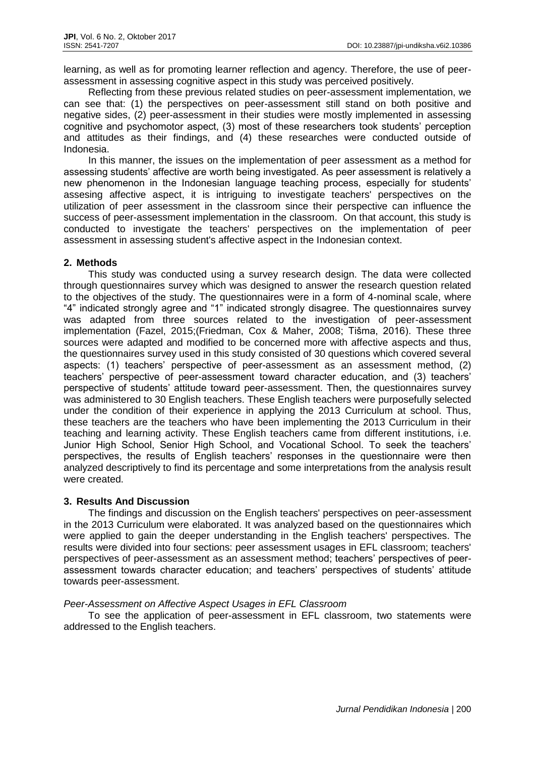learning, as well as for promoting learner reflection and agency. Therefore, the use of peer-assessment in assessing cognitive aspect in this study was perceived positively.

Reflecting from these previous related studies on peer-assessment implementation, we can see that: (1) the perspectives on peer-assessment still stand on both positive and negative sides, (2) peer-assessment in their studies were mostly implemented in assessing cognitive and psychomotor aspect, (3) most of these researchers took students' perception and attitudes as their findings, and (4) these researches were conducted outside of Indonesia.

In this manner, the issues on the implementation of peer assessment as a method for assessing students' affective are worth being investigated. As peer assessment is relatively a new phenomenon in the Indonesian language teaching process, especially for students' assesing affective aspect, it is intriguing to investigate teachers' perspectives on the utilization of peer assessment in the classroom since their perspective can influence the success of peer-assessment implementation in the classroom. On that account, this study is conducted to investigate the teachers' perspectives on the implementation of peer assessment in assessing student's affective aspect in the Indonesian context.

## 2. Methods

This study was conducted using a survey research design. The data were collected through questionnaires survey which was designed to answer the research question related to the objectives of the study. The questionnaires were in a form of 4-nominal scale, where "4" indicated strongly agree and "1" indicated strongly disagree. The questionnaires survey was adapted from three sources related to the investigation of peer-assessment implementation (Fazel, 2015;(Friedman, Cox & Maher, 2008; Tišma, 2016). These three sources were adapted and modified to be concerned more with affective aspects and thus, the questionnaires survey used in this study consisted of 30 questions which covered several aspects: (1) teachers' perspective of peer-assessment as an assessment method, (2) teachers' perspective of peer-assessment toward character education, and (3) teachers' perspective of students' attitude toward peer-assessment. Then, the questionnaires survey was administered to 30 English teachers. These English teachers were purposefully selected under the condition of their experience in applying the 2013 Curriculum at school. Thus, these teachers are the teachers who have been implementing the 2013 Curriculum in their teaching and learning activity. These English teachers came from different institutions, i.e. Junior High School, Senior High School, and Vocational School. To seek the teachers' perspectives, the results of English teachers' responses in the questionnaire were then analyzed descriptively to find its percentage and some interpretations from the analysis result were created.

## 3. Results And Discussion

The findings and discussion on the English teachers' perspectives on peer-assessment in the 2013 Curriculum were elaborated. It was analyzed based on the questionnaires which were applied to gain the deeper understanding in the English teachers' perspectives. The results were divided into four sections: peer assessment usages in EFL classroom; teachers' perspectives of peer-assessment as an assessment method; teachers' perspectives of peer-assessment towards character education; and teachers' perspectives of students' attitude towards peer-assessment.

### *Peer-Assessment on Affective Aspect Usages in EFL Classroom*

To see the application of peer-assessment in EFL classroom, two statements were addressed to the English teachers.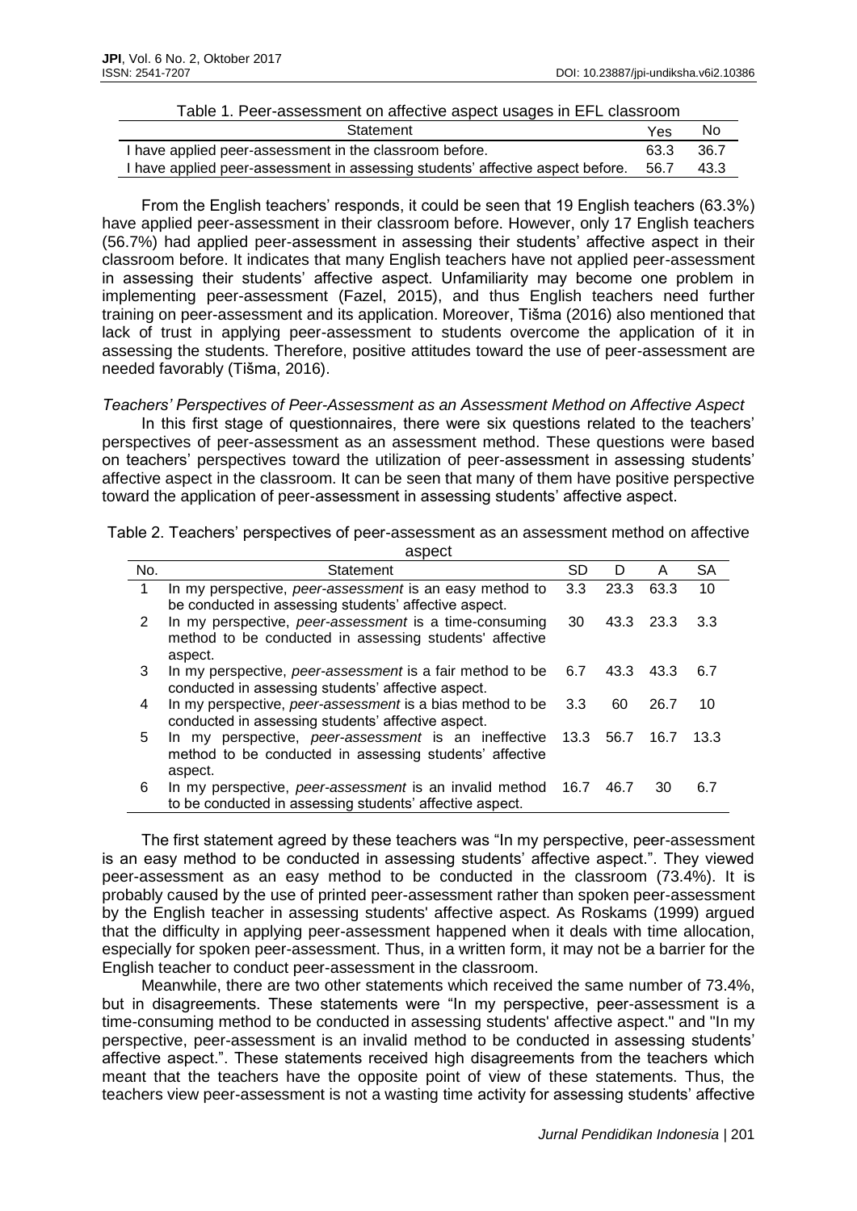Table 1. Peer-assessment on affective aspect usages in EFL classroom

| Statement | Yes | No |
|---|---|---|
| I have applied peer-assessment in the classroom before. | 63.3 | 36.7 |
| I have applied peer-assessment in assessing students' affective aspect before. | 56.7 | 43.3 |

From the English teachers' responds, it could be seen that 19 English teachers (63.3%) have applied peer-assessment in their classroom before. However, only 17 English teachers (56.7%) had applied peer-assessment in assessing their students' affective aspect in their classroom before. It indicates that many English teachers have not applied peer-assessment in assessing their students' affective aspect. Unfamiliarity may become one problem in implementing peer-assessment (Fazel, 2015), and thus English teachers need further training on peer-assessment and its application. Moreover, Tišma (2016) also mentioned that lack of trust in applying peer-assessment to students overcome the application of it in assessing the students. Therefore, positive attitudes toward the use of peer-assessment are needed favorably (Tišma, 2016).

*Teachers' Perspectives of Peer-Assessment as an Assessment Method on Affective Aspect*

In this first stage of questionnaires, there were six questions related to the teachers' perspectives of peer-assessment as an assessment method. These questions were based on teachers' perspectives toward the utilization of peer-assessment in assessing students' affective aspect in the classroom. It can be seen that many of them have positive perspective toward the application of peer-assessment in assessing students' affective aspect.

Table 2. Teachers' perspectives of peer-assessment as an assessment method on affective aspect

| No. | Statement | SD | D | A | SA |
|---|---|---|---|---|---|
| 1 | In my perspective, *peer-assessment* is an easy method to be conducted in assessing students' affective aspect. | 3.3 | 23.3 | 63.3 | 10 |
| 2 | In my perspective, *peer-assessment* is a time-consuming method to be conducted in assessing students' affective aspect. | 30 | 43.3 | 23.3 | 3.3 |
| 3 | In my perspective, *peer-assessment* is a fair method to be conducted in assessing students' affective aspect. | 6.7 | 43.3 | 43.3 | 6.7 |
| 4 | In my perspective, *peer-assessment* is a bias method to be conducted in assessing students' affective aspect. | 3.3 | 60 | 26.7 | 10 |
| 5 | In my perspective, *peer-assessment* is an ineffective method to be conducted in assessing students' affective aspect. | 13.3 | 56.7 | 16.7 | 13.3 |
| 6 | In my perspective, *peer-assessment* is an invalid method to be conducted in assessing students' affective aspect. | 16.7 | 46.7 | 30 | 6.7 |

The first statement agreed by these teachers was "In my perspective, peer-assessment is an easy method to be conducted in assessing students' affective aspect.". They viewed peer-assessment as an easy method to be conducted in the classroom (73.4%). It is probably caused by the use of printed peer-assessment rather than spoken peer-assessment by the English teacher in assessing students' affective aspect. As Roskams (1999) argued that the difficulty in applying peer-assessment happened when it deals with time allocation, especially for spoken peer-assessment. Thus, in a written form, it may not be a barrier for the English teacher to conduct peer-assessment in the classroom.

Meanwhile, there are two other statements which received the same number of 73.4%, but in disagreements. These statements were "In my perspective, peer-assessment is a time-consuming method to be conducted in assessing students' affective aspect." and "In my perspective, peer-assessment is an invalid method to be conducted in assessing students' affective aspect.". These statements received high disagreements from the teachers which meant that the teachers have the opposite point of view of these statements. Thus, the teachers view peer-assessment is not a wasting time activity for assessing students' affective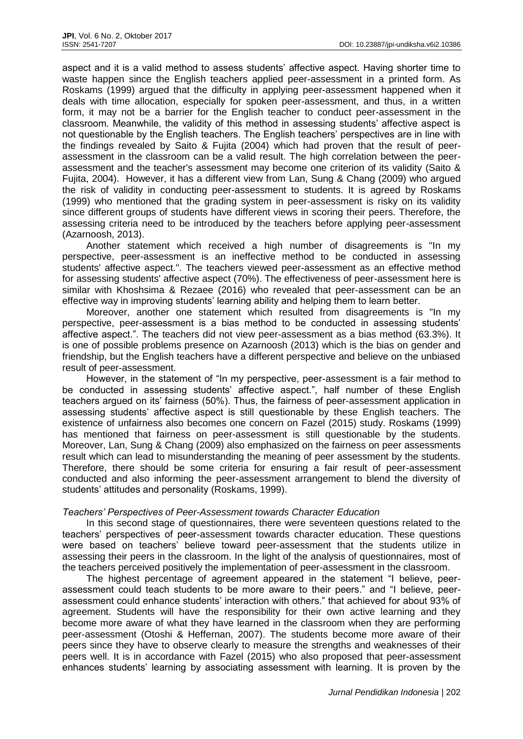aspect and it is a valid method to assess students' affective aspect. Having shorter time to waste happen since the English teachers applied peer-assessment in a printed form. As Roskams (1999) argued that the difficulty in applying peer-assessment happened when it deals with time allocation, especially for spoken peer-assessment, and thus, in a written form, it may not be a barrier for the English teacher to conduct peer-assessment in the classroom. Meanwhile, the validity of this method in assessing students' affective aspect is not questionable by the English teachers. The English teachers' perspectives are in line with the findings revealed by Saito & Fujita (2004) which had proven that the result of peer-assessment in the classroom can be a valid result. The high correlation between the peer-assessment and the teacher's assessment may become one criterion of its validity (Saito & Fujita, 2004). However, it has a different view from Lan, Sung & Chang (2009) who argued the risk of validity in conducting peer-assessment to students. It is agreed by Roskams (1999) who mentioned that the grading system in peer-assessment is risky on its validity since different groups of students have different views in scoring their peers. Therefore, the assessing criteria need to be introduced by the teachers before applying peer-assessment (Azarnoosh, 2013).

Another statement which received a high number of disagreements is "In my perspective, peer-assessment is an ineffective method to be conducted in assessing students' affective aspect.". The teachers viewed peer-assessment as an effective method for assessing students' affective aspect (70%). The effectiveness of peer-assessment here is similar with Khoshsima & Rezaee (2016) who revealed that peer-assessment can be an effective way in improving students' learning ability and helping them to learn better.

Moreover, another one statement which resulted from disagreements is "In my perspective, peer-assessment is a bias method to be conducted in assessing students' affective aspect.". The teachers did not view peer-assessment as a bias method (63.3%). It is one of possible problems presence on Azarnoosh (2013) which is the bias on gender and friendship, but the English teachers have a different perspective and believe on the unbiased result of peer-assessment.

However, in the statement of "In my perspective, peer-assessment is a fair method to be conducted in assessing students' affective aspect.", half number of these English teachers argued on its' fairness (50%). Thus, the fairness of peer-assessment application in assessing students' affective aspect is still questionable by these English teachers. The existence of unfairness also becomes one concern on Fazel (2015) study. Roskams (1999) has mentioned that fairness on peer-assessment is still questionable by the students. Moreover, Lan, Sung & Chang (2009) also emphasized on the fairness on peer assessments result which can lead to misunderstanding the meaning of peer assessment by the students. Therefore, there should be some criteria for ensuring a fair result of peer-assessment conducted and also informing the peer-assessment arrangement to blend the diversity of students' attitudes and personality (Roskams, 1999).

*Teachers' Perspectives of Peer-Assessment towards Character Education*

In this second stage of questionnaires, there were seventeen questions related to the teachers' perspectives of peer-assessment towards character education. These questions were based on teachers' believe toward peer-assessment that the students utilize in assessing their peers in the classroom. In the light of the analysis of questionnaires, most of the teachers perceived positively the implementation of peer-assessment in the classroom.

The highest percentage of agreement appeared in the statement "I believe, peer-assessment could teach students to be more aware to their peers." and "I believe, peer-assessment could enhance students' interaction with others." that achieved for about 93% of agreement. Students will have the responsibility for their own active learning and they become more aware of what they have learned in the classroom when they are performing peer-assessment (Otoshi & Heffernan, 2007). The students become more aware of their peers since they have to observe clearly to measure the strengths and weaknesses of their peers well. It is in accordance with Fazel (2015) who also proposed that peer-assessment enhances students' learning by associating assessment with learning. It is proven by the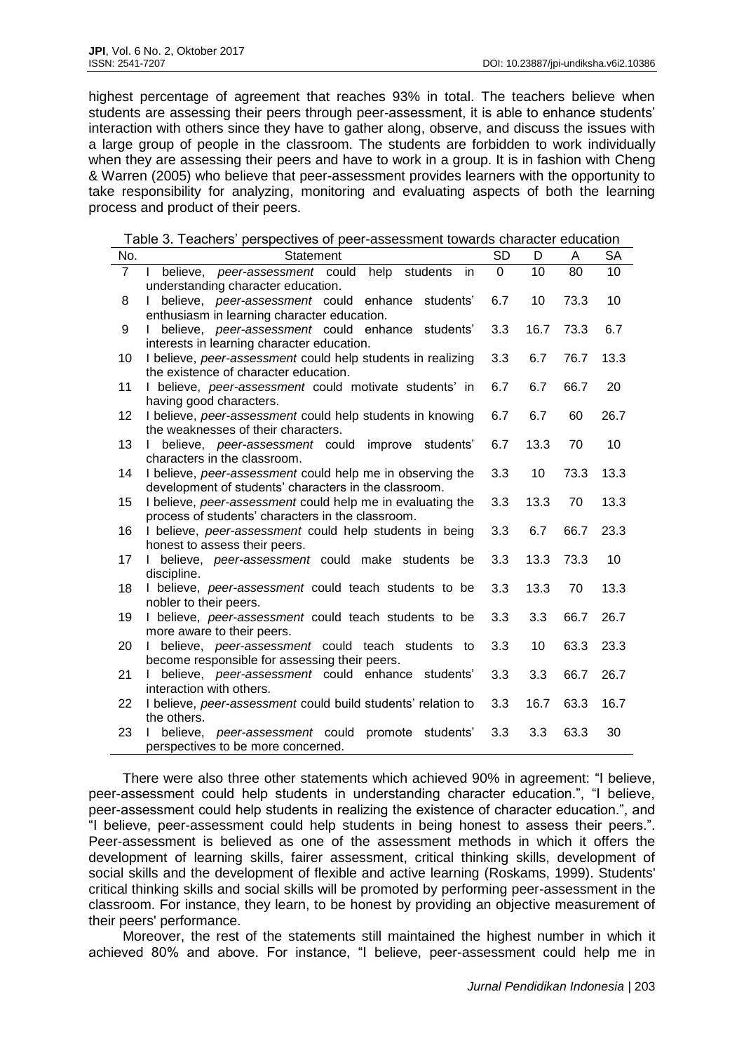highest percentage of agreement that reaches 93% in total. The teachers believe when students are assessing their peers through peer-assessment, it is able to enhance students' interaction with others since they have to gather along, observe, and discuss the issues with a large group of people in the classroom. The students are forbidden to work individually when they are assessing their peers and have to work in a group. It is in fashion with Cheng & Warren (2005) who believe that peer-assessment provides learners with the opportunity to take responsibility for analyzing, monitoring and evaluating aspects of both the learning process and product of their peers.

Table 3. Teachers' perspectives of peer-assessment towards character education

| No. | Statement | SD | D | A | SA |
|---|---|---|---|---|---|
| 7 | I believe, *peer-assessment* could help students in understanding character education. | 0 | 10 | 80 | 10 |
| 8 | I believe, *peer-assessment* could enhance students' enthusiasm in learning character education. | 6.7 | 10 | 73.3 | 10 |
| 9 | I believe, *peer-assessment* could enhance students' interests in learning character education. | 3.3 | 16.7 | 73.3 | 6.7 |
| 10 | I believe, *peer-assessment* could help students in realizing the existence of character education. | 3.3 | 6.7 | 76.7 | 13.3 |
| 11 | I believe, *peer-assessment* could motivate students' in having good characters. | 6.7 | 6.7 | 66.7 | 20 |
| 12 | I believe, *peer-assessment* could help students in knowing the weaknesses of their characters. | 6.7 | 6.7 | 60 | 26.7 |
| 13 | I believe, *peer-assessment* could improve students' characters in the classroom. | 6.7 | 13.3 | 70 | 10 |
| 14 | I believe, *peer-assessment* could help me in observing the development of students' characters in the classroom. | 3.3 | 10 | 73.3 | 13.3 |
| 15 | I believe, *peer-assessment* could help me in evaluating the process of students' characters in the classroom. | 3.3 | 13.3 | 70 | 13.3 |
| 16 | I believe, *peer-assessment* could help students in being honest to assess their peers. | 3.3 | 6.7 | 66.7 | 23.3 |
| 17 | I believe, *peer-assessment* could make students be discipline. | 3.3 | 13.3 | 73.3 | 10 |
| 18 | I believe, *peer-assessment* could teach students to be nobler to their peers. | 3.3 | 13.3 | 70 | 13.3 |
| 19 | I believe, *peer-assessment* could teach students to be more aware to their peers. | 3.3 | 3.3 | 66.7 | 26.7 |
| 20 | I believe, *peer-assessment* could teach students to become responsible for assessing their peers. | 3.3 | 10 | 63.3 | 23.3 |
| 21 | I believe, *peer-assessment* could enhance students' interaction with others. | 3.3 | 3.3 | 66.7 | 26.7 |
| 22 | I believe, *peer-assessment* could build students' relation to the others. | 3.3 | 16.7 | 63.3 | 16.7 |
| 23 | I believe, *peer-assessment* could promote students' perspectives to be more concerned. | 3.3 | 3.3 | 63.3 | 30 |

There were also three other statements which achieved 90% in agreement: "I believe, peer-assessment could help students in understanding character education.", "I believe, peer-assessment could help students in realizing the existence of character education.", and "I believe, peer-assessment could help students in being honest to assess their peers.". Peer-assessment is believed as one of the assessment methods in which it offers the development of learning skills, fairer assessment, critical thinking skills, development of social skills and the development of flexible and active learning (Roskams, 1999). Students' critical thinking skills and social skills will be promoted by performing peer-assessment in the classroom. For instance, they learn, to be honest by providing an objective measurement of their peers' performance.

Moreover, the rest of the statements still maintained the highest number in which it achieved 80% and above. For instance, "I believe, peer-assessment could help me in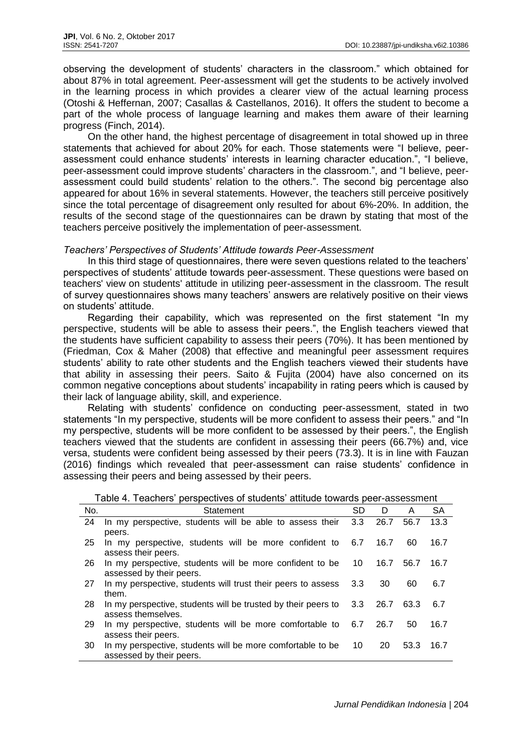observing the development of students' characters in the classroom." which obtained for about 87% in total agreement. Peer-assessment will get the students to be actively involved in the learning process in which provides a clearer view of the actual learning process (Otoshi & Heffernan, 2007; Casallas & Castellanos, 2016). It offers the student to become a part of the whole process of language learning and makes them aware of their learning progress (Finch, 2014).

On the other hand, the highest percentage of disagreement in total showed up in three statements that achieved for about 20% for each. Those statements were "I believe, peer-assessment could enhance students' interests in learning character education.", "I believe, peer-assessment could improve students' characters in the classroom.", and "I believe, peer-assessment could build students' relation to the others.". The second big percentage also appeared for about 16% in several statements. However, the teachers still perceive positively since the total percentage of disagreement only resulted for about 6%-20%. In addition, the results of the second stage of the questionnaires can be drawn by stating that most of the teachers perceive positively the implementation of peer-assessment.

*Teachers' Perspectives of Students' Attitude towards Peer-Assessment*

In this third stage of questionnaires, there were seven questions related to the teachers' perspectives of students' attitude towards peer-assessment. These questions were based on teachers' view on students' attitude in utilizing peer-assessment in the classroom. The result of survey questionnaires shows many teachers' answers are relatively positive on their views on students' attitude.

Regarding their capability, which was represented on the first statement "In my perspective, students will be able to assess their peers.", the English teachers viewed that the students have sufficient capability to assess their peers (70%). It has been mentioned by (Friedman, Cox & Maher (2008) that effective and meaningful peer assessment requires students' ability to rate other students and the English teachers viewed their students have that ability in assessing their peers. Saito & Fujita (2004) have also concerned on its common negative conceptions about students' incapability in rating peers which is caused by their lack of language ability, skill, and experience.

Relating with students' confidence on conducting peer-assessment, stated in two statements "In my perspective, students will be more confident to assess their peers." and "In my perspective, students will be more confident to be assessed by their peers.", the English teachers viewed that the students are confident in assessing their peers (66.7%) and, vice versa, students were confident being assessed by their peers (73.3). It is in line with Fauzan (2016) findings which revealed that peer-assessment can raise students' confidence in assessing their peers and being assessed by their peers.

Table 4. Teachers' perspectives of students' attitude towards peer-assessment

| No. | Statement | SD | D | A | SA |
|---|---|---|---|---|---|
| 24 | In my perspective, students will be able to assess their peers. | 3.3 | 26.7 | 56.7 | 13.3 |
| 25 | In my perspective, students will be more confident to assess their peers. | 6.7 | 16.7 | 60 | 16.7 |
| 26 | In my perspective, students will be more confident to be assessed by their peers. | 10 | 16.7 | 56.7 | 16.7 |
| 27 | In my perspective, students will trust their peers to assess them. | 3.3 | 30 | 60 | 6.7 |
| 28 | In my perspective, students will be trusted by their peers to assess themselves. | 3.3 | 26.7 | 63.3 | 6.7 |
| 29 | In my perspective, students will be more comfortable to assess their peers. | 6.7 | 26.7 | 50 | 16.7 |
| 30 | In my perspective, students will be more comfortable to be assessed by their peers. | 10 | 20 | 53.3 | 16.7 |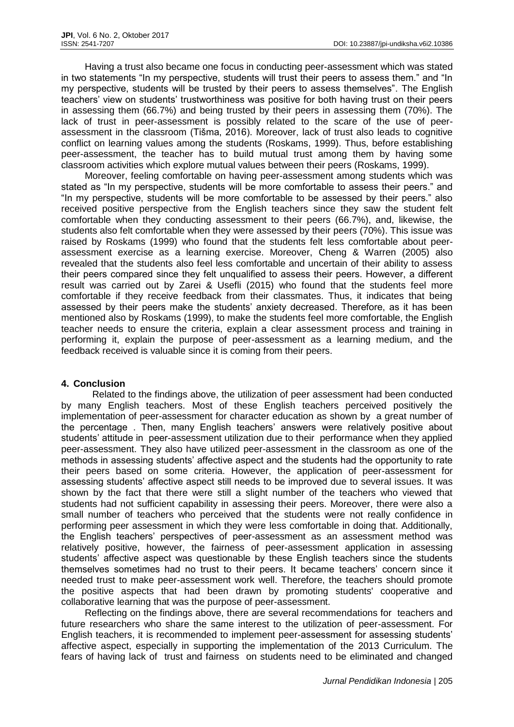Having a trust also became one focus in conducting peer-assessment which was stated in two statements "In my perspective, students will trust their peers to assess them." and "In my perspective, students will be trusted by their peers to assess themselves". The English teachers' view on students' trustworthiness was positive for both having trust on their peers in assessing them (66.7%) and being trusted by their peers in assessing them (70%). The lack of trust in peer-assessment is possibly related to the scare of the use of peer-assessment in the classroom (Tišma, 2016). Moreover, lack of trust also leads to cognitive conflict on learning values among the students (Roskams, 1999). Thus, before establishing peer-assessment, the teacher has to build mutual trust among them by having some classroom activities which explore mutual values between their peers (Roskams, 1999).

Moreover, feeling comfortable on having peer-assessment among students which was stated as "In my perspective, students will be more comfortable to assess their peers." and "In my perspective, students will be more comfortable to be assessed by their peers." also received positive perspective from the English teachers since they saw the student felt comfortable when they conducting assessment to their peers (66.7%), and, likewise, the students also felt comfortable when they were assessed by their peers (70%). This issue was raised by Roskams (1999) who found that the students felt less comfortable about peer-assessment exercise as a learning exercise. Moreover, Cheng & Warren (2005) also revealed that the students also feel less comfortable and uncertain of their ability to assess their peers compared since they felt unqualified to assess their peers. However, a different result was carried out by Zarei & Usefli (2015) who found that the students feel more comfortable if they receive feedback from their classmates. Thus, it indicates that being assessed by their peers make the students' anxiety decreased. Therefore, as it has been mentioned also by Roskams (1999), to make the students feel more comfortable, the English teacher needs to ensure the criteria, explain a clear assessment process and training in performing it, explain the purpose of peer-assessment as a learning medium, and the feedback received is valuable since it is coming from their peers.

## 4. Conclusion

Related to the findings above, the utilization of peer assessment had been conducted by many English teachers. Most of these English teachers perceived positively the implementation of peer-assessment for character education as shown by a great number of the percentage . Then, many English teachers' answers were relatively positive about students' attitude in peer-assessment utilization due to their performance when they applied peer-assessment. They also have utilized peer-assessment in the classroom as one of the methods in assessing students' affective aspect and the students had the opportunity to rate their peers based on some criteria. However, the application of peer-assessment for assessing students' affective aspect still needs to be improved due to several issues. It was shown by the fact that there were still a slight number of the teachers who viewed that students had not sufficient capability in assessing their peers. Moreover, there were also a small number of teachers who perceived that the students were not really confidence in performing peer assessment in which they were less comfortable in doing that. Additionally, the English teachers' perspectives of peer-assessment as an assessment method was relatively positive, however, the fairness of peer-assessment application in assessing students' affective aspect was questionable by these English teachers since the students themselves sometimes had no trust to their peers. It became teachers' concern since it needed trust to make peer-assessment work well. Therefore, the teachers should promote the positive aspects that had been drawn by promoting students' cooperative and collaborative learning that was the purpose of peer-assessment.

Reflecting on the findings above, there are several recommendations for teachers and future researchers who share the same interest to the utilization of peer-assessment. For English teachers, it is recommended to implement peer-assessment for assessing students' affective aspect, especially in supporting the implementation of the 2013 Curriculum. The fears of having lack of trust and fairness on students need to be eliminated and changed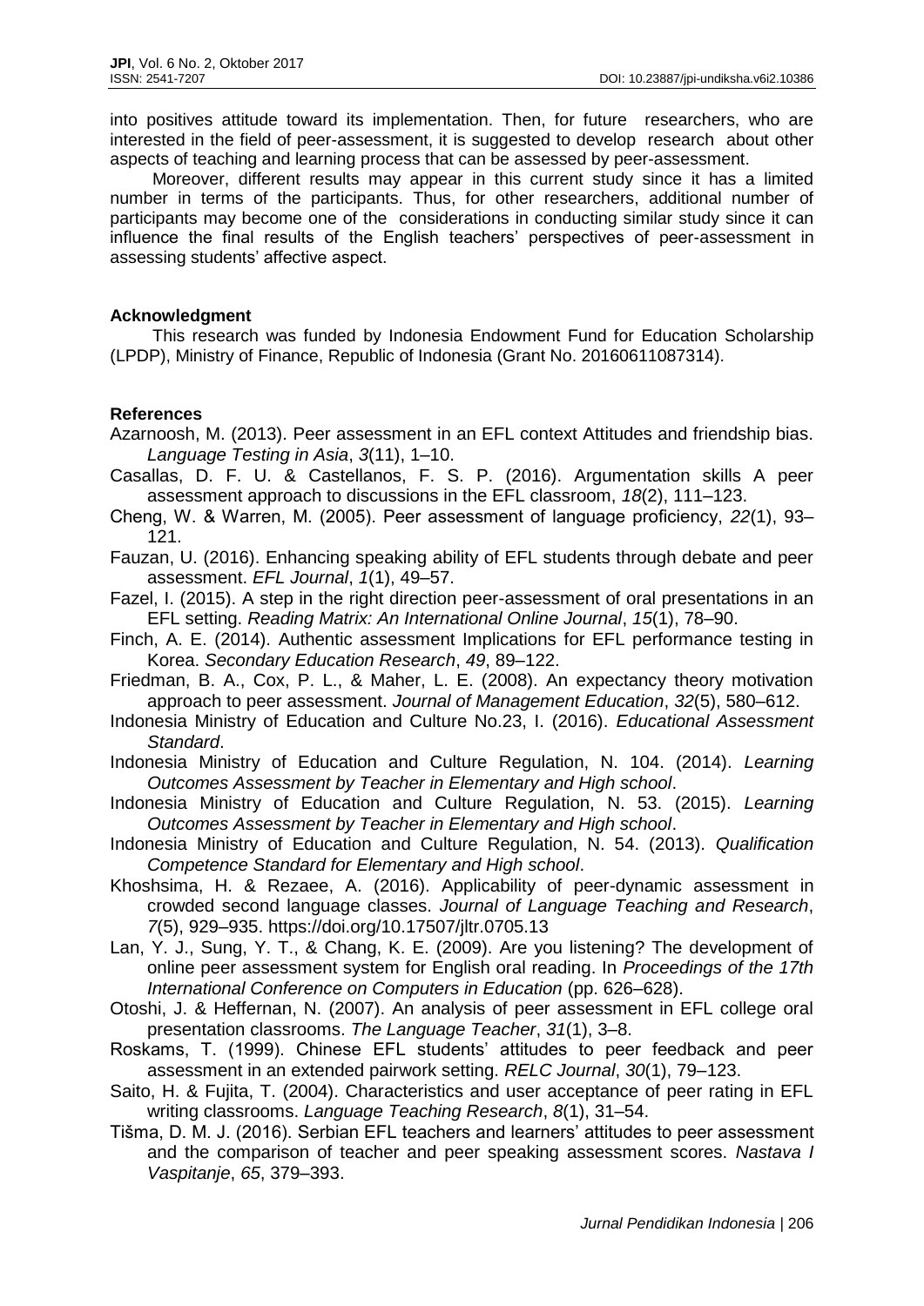into positives attitude toward its implementation. Then, for future researchers, who are interested in the field of peer-assessment, it is suggested to develop research about other aspects of teaching and learning process that can be assessed by peer-assessment.

Moreover, different results may appear in this current study since it has a limited number in terms of the participants. Thus, for other researchers, additional number of participants may become one of the considerations in conducting similar study since it can influence the final results of the English teachers' perspectives of peer-assessment in assessing students' affective aspect.

**Acknowledgment**

This research was funded by Indonesia Endowment Fund for Education Scholarship (LPDP), Ministry of Finance, Republic of Indonesia (Grant No. 20160611087314).

**References**

Azarnoosh, M. (2013). Peer assessment in an EFL context Attitudes and friendship bias. *Language Testing in Asia*, *3*(11), 1–10.

Casallas, D. F. U. & Castellanos, F. S. P. (2016). Argumentation skills A peer assessment approach to discussions in the EFL classroom, *18*(2), 111–123.

Cheng, W. & Warren, M. (2005). Peer assessment of language proficiency, *22*(1), 93–121.

Fauzan, U. (2016). Enhancing speaking ability of EFL students through debate and peer assessment. *EFL Journal*, *1*(1), 49–57.

Fazel, I. (2015). A step in the right direction peer-assessment of oral presentations in an EFL setting. *Reading Matrix: An International Online Journal*, *15*(1), 78–90.

Finch, A. E. (2014). Authentic assessment Implications for EFL performance testing in Korea. *Secondary Education Research*, *49*, 89–122.

Friedman, B. A., Cox, P. L., & Maher, L. E. (2008). An expectancy theory motivation approach to peer assessment. *Journal of Management Education*, *32*(5), 580–612.

Indonesia Ministry of Education and Culture No.23, I. (2016). *Educational Assessment Standard*.

Indonesia Ministry of Education and Culture Regulation, N. 104. (2014). *Learning Outcomes Assessment by Teacher in Elementary and High school*.

Indonesia Ministry of Education and Culture Regulation, N. 53. (2015). *Learning Outcomes Assessment by Teacher in Elementary and High school*.

Indonesia Ministry of Education and Culture Regulation, N. 54. (2013). *Qualification Competence Standard for Elementary and High school*.

Khoshsima, H. & Rezaee, A. (2016). Applicability of peer-dynamic assessment in crowded second language classes. *Journal of Language Teaching and Research*, *7*(5), 929–935. https://doi.org/10.17507/jltr.0705.13

Lan, Y. J., Sung, Y. T., & Chang, K. E. (2009). Are you listening? The development of online peer assessment system for English oral reading. In *Proceedings of the 17th International Conference on Computers in Education* (pp. 626–628).

Otoshi, J. & Heffernan, N. (2007). An analysis of peer assessment in EFL college oral presentation classrooms. *The Language Teacher*, *31*(1), 3–8.

Roskams, T. (1999). Chinese EFL students' attitudes to peer feedback and peer assessment in an extended pairwork setting. *RELC Journal*, *30*(1), 79–123.

Saito, H. & Fujita, T. (2004). Characteristics and user acceptance of peer rating in EFL writing classrooms. *Language Teaching Research*, *8*(1), 31–54.

Tišma, D. M. J. (2016). Serbian EFL teachers and learners' attitudes to peer assessment and the comparison of teacher and peer speaking assessment scores. *Nastava I Vaspitanje*, *65*, 379–393.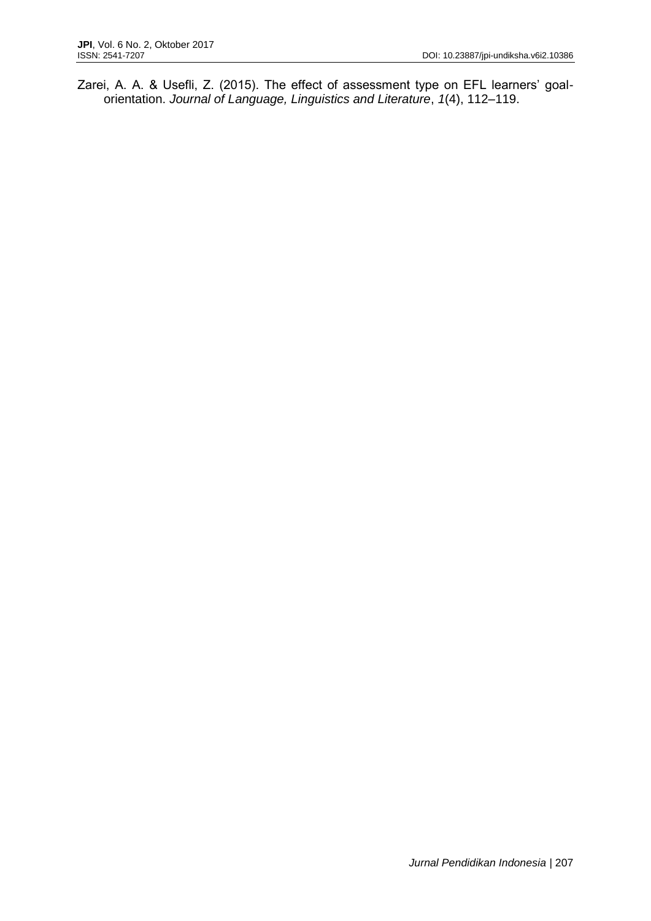Zarei, A. A. & Usefli, Z. (2015). The effect of assessment type on EFL learners' goal-orientation. *Journal of Language, Linguistics and Literature*, *1*(4), 112–119.